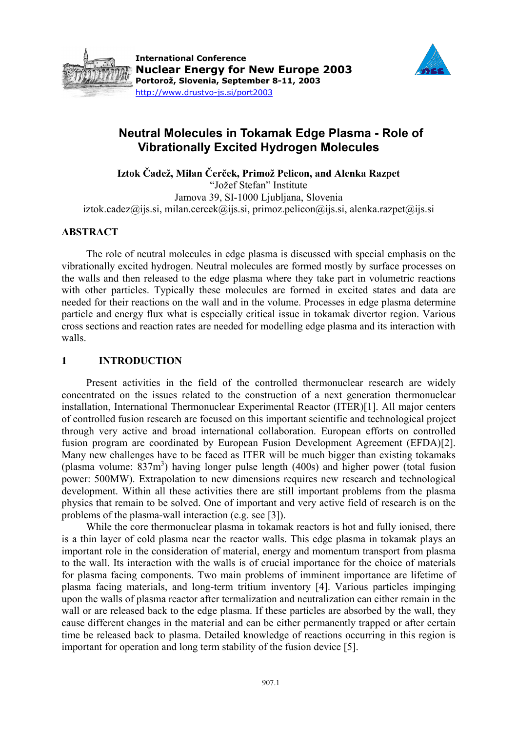International Conference
**Nuclear Energy for New Europe 2003**
**Portorož, Slovenia, September 8-11, 2003**
http://www.drustvo-js.si/port2003

# Neutral Molecules in Tokamak Edge Plasma - Role of Vibrationally Excited Hydrogen Molecules

**Iztok Čadež, Milan Čerček, Primož Pelicon, and Alenka Razpet**
"Jožef Stefan" Institute
Jamova 39, SI-1000 Ljubljana, Slovenia
iztok.cadez@ijs.si, milan.cercek@ijs.si, primoz.pelicon@ijs.si, alenka.razpet@ijs.si

## ABSTRACT

The role of neutral molecules in edge plasma is discussed with special emphasis on the vibrationally excited hydrogen. Neutral molecules are formed mostly by surface processes on the walls and then released to the edge plasma where they take part in volumetric reactions with other particles. Typically these molecules are formed in excited states and data are needed for their reactions on the wall and in the volume. Processes in edge plasma determine particle and energy flux what is especially critical issue in tokamak divertor region. Various cross sections and reaction rates are needed for modelling edge plasma and its interaction with walls.

## 1 INTRODUCTION

Present activities in the field of the controlled thermonuclear research are widely concentrated on the issues related to the construction of a next generation thermonuclear installation, International Thermonuclear Experimental Reactor (ITER)[1]. All major centers of controlled fusion research are focused on this important scientific and technological project through very active and broad international collaboration. European efforts on controlled fusion program are coordinated by European Fusion Development Agreement (EFDA)[2]. Many new challenges have to be faced as ITER will be much bigger than existing tokamaks (plasma volume: $837 m^3$) having longer pulse length (400s) and higher power (total fusion power: 500MW). Extrapolation to new dimensions requires new research and technological development. Within all these activities there are still important problems from the plasma physics that remain to be solved. One of important and very active field of research is on the problems of the plasma-wall interaction (e.g. see [3]).

While the core thermonuclear plasma in tokamak reactors is hot and fully ionised, there is a thin layer of cold plasma near the reactor walls. This edge plasma in tokamak plays an important role in the consideration of material, energy and momentum transport from plasma to the wall. Its interaction with the walls is of crucial importance for the choice of materials for plasma facing components. Two main problems of imminent importance are lifetime of plasma facing materials, and long-term tritium inventory [4]. Various particles impinging upon the walls of plasma reactor after termalization and neutralization can either remain in the wall or are released back to the edge plasma. If these particles are absorbed by the wall, they cause different changes in the material and can be either permanently trapped or after certain time be released back to plasma. Detailed knowledge of reactions occurring in this region is important for operation and long term stability of the fusion device [5].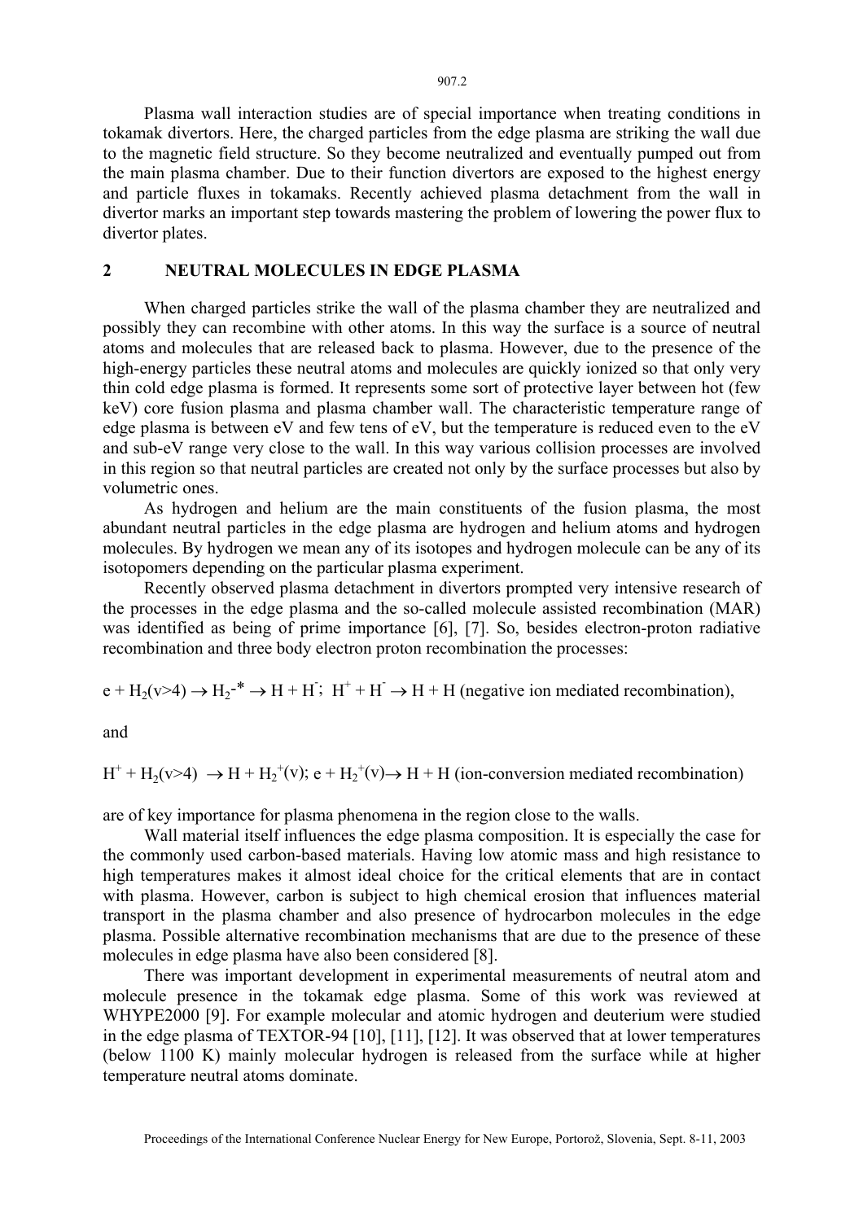Plasma wall interaction studies are of special importance when treating conditions in tokamak divertors. Here, the charged particles from the edge plasma are striking the wall due to the magnetic field structure. So they become neutralized and eventually pumped out from the main plasma chamber. Due to their function divertors are exposed to the highest energy and particle fluxes in tokamaks. Recently achieved plasma detachment from the wall in divertor marks an important step towards mastering the problem of lowering the power flux to divertor plates.

## 2 NEUTRAL MOLECULES IN EDGE PLASMA

When charged particles strike the wall of the plasma chamber they are neutralized and possibly they can recombine with other atoms. In this way the surface is a source of neutral atoms and molecules that are released back to plasma. However, due to the presence of the high-energy particles these neutral atoms and molecules are quickly ionized so that only very thin cold edge plasma is formed. It represents some sort of protective layer between hot (few keV) core fusion plasma and plasma chamber wall. The characteristic temperature range of edge plasma is between eV and few tens of eV, but the temperature is reduced even to the eV and sub-eV range very close to the wall. In this way various collision processes are involved in this region so that neutral particles are created not only by the surface processes but also by volumetric ones.

As hydrogen and helium are the main constituents of the fusion plasma, the most abundant neutral particles in the edge plasma are hydrogen and helium atoms and hydrogen molecules. By hydrogen we mean any of its isotopes and hydrogen molecule can be any of its isotopomers depending on the particular plasma experiment.

Recently observed plasma detachment in divertors prompted very intensive research of the processes in the edge plasma and the so-called molecule assisted recombination (MAR) was identified as being of prime importance [6], [7]. So, besides electron-proton radiative recombination and three body electron proton recombination the processes:

$e + H_2(v>4) \rightarrow H_2^{-*} \rightarrow H + H^-$; $H^+ + H^- \rightarrow H + H$ (negative ion mediated recombination),

and

$H^+ + H_2(v>4) \rightarrow H + H_2^+(v)$; $e + H_2^+(v) \rightarrow H + H$ (ion-conversion mediated recombination)

are of key importance for plasma phenomena in the region close to the walls.

Wall material itself influences the edge plasma composition. It is especially the case for the commonly used carbon-based materials. Having low atomic mass and high resistance to high temperatures makes it almost ideal choice for the critical elements that are in contact with plasma. However, carbon is subject to high chemical erosion that influences material transport in the plasma chamber and also presence of hydrocarbon molecules in the edge plasma. Possible alternative recombination mechanisms that are due to the presence of these molecules in edge plasma have also been considered [8].

There was important development in experimental measurements of neutral atom and molecule presence in the tokamak edge plasma. Some of this work was reviewed at WHYPE2000 [9]. For example molecular and atomic hydrogen and deuterium were studied in the edge plasma of TEXTOR-94 [10], [11], [12]. It was observed that at lower temperatures (below 1100 K) mainly molecular hydrogen is released from the surface while at higher temperature neutral atoms dominate.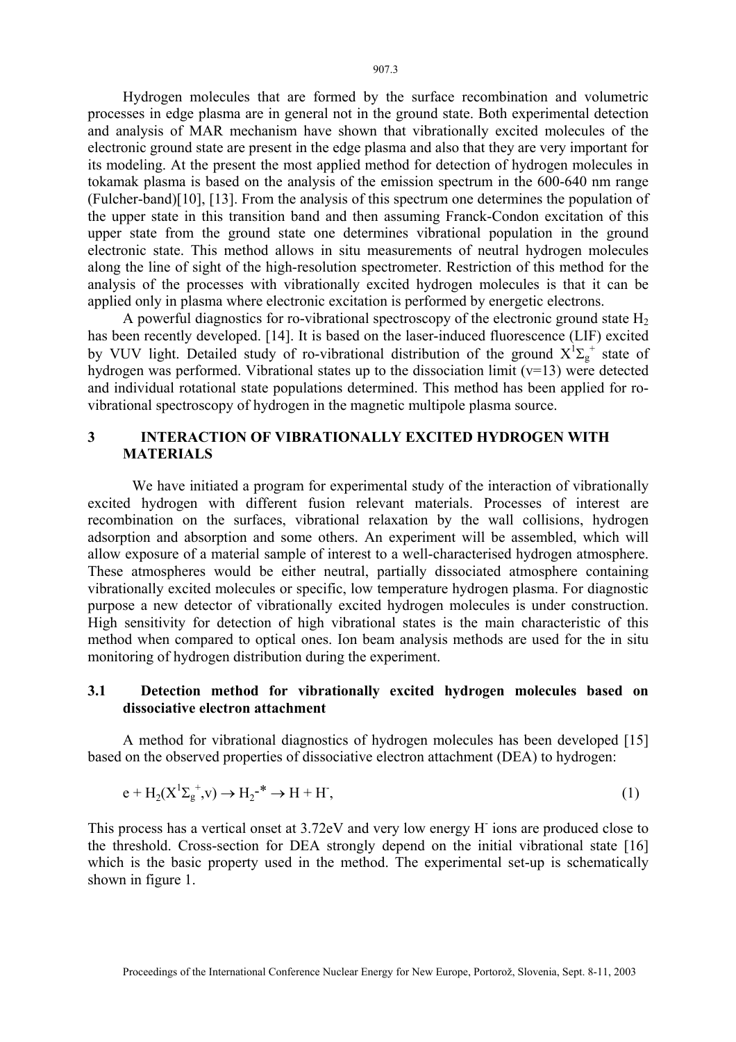Hydrogen molecules that are formed by the surface recombination and volumetric processes in edge plasma are in general not in the ground state. Both experimental detection and analysis of MAR mechanism have shown that vibrationally excited molecules of the electronic ground state are present in the edge plasma and also that they are very important for its modeling. At the present the most applied method for detection of hydrogen molecules in tokamak plasma is based on the analysis of the emission spectrum in the 600-640 nm range (Fulcher-band)[10], [13]. From the analysis of this spectrum one determines the population of the upper state in this transition band and then assuming Franck-Condon excitation of this upper state from the ground state one determines vibrational population in the ground electronic state. This method allows in situ measurements of neutral hydrogen molecules along the line of sight of the high-resolution spectrometer. Restriction of this method for the analysis of the processes with vibrationally excited hydrogen molecules is that it can be applied only in plasma where electronic excitation is performed by energetic electrons.

A powerful diagnostics for ro-vibrational spectroscopy of the electronic ground state $H_2$ has been recently developed. [14]. It is based on the laser-induced fluorescence (LIF) excited by VUV light. Detailed study of ro-vibrational distribution of the ground $X^1\Sigma_g^+$ state of hydrogen was performed. Vibrational states up to the dissociation limit (v=13) were detected and individual rotational state populations determined. This method has been applied for ro-vibrational spectroscopy of hydrogen in the magnetic multipole plasma source.

## 3 INTERACTION OF VIBRATIONALLY EXCITED HYDROGEN WITH MATERIALS

We have initiated a program for experimental study of the interaction of vibrationally excited hydrogen with different fusion relevant materials. Processes of interest are recombination on the surfaces, vibrational relaxation by the wall collisions, hydrogen adsorption and absorption and some others. An experiment will be assembled, which will allow exposure of a material sample of interest to a well-characterised hydrogen atmosphere. These atmospheres would be either neutral, partially dissociated atmosphere containing vibrationally excited molecules or specific, low temperature hydrogen plasma. For diagnostic purpose a new detector of vibrationally excited hydrogen molecules is under construction. High sensitivity for detection of high vibrational states is the main characteristic of this method when compared to optical ones. Ion beam analysis methods are used for the in situ monitoring of hydrogen distribution during the experiment.

### 3.1 Detection method for vibrationally excited hydrogen molecules based on dissociative electron attachment

A method for vibrational diagnostics of hydrogen molecules has been developed [15] based on the observed properties of dissociative electron attachment (DEA) to hydrogen:

$$e + H_2(X^1\Sigma_g^+,v) \rightarrow H_2^{-*} \rightarrow H + H^-, \tag{1}$$

This process has a vertical onset at 3.72eV and very low energy $H^-$ ions are produced close to the threshold. Cross-section for DEA strongly depend on the initial vibrational state [16] which is the basic property used in the method. The experimental set-up is schematically shown in figure 1.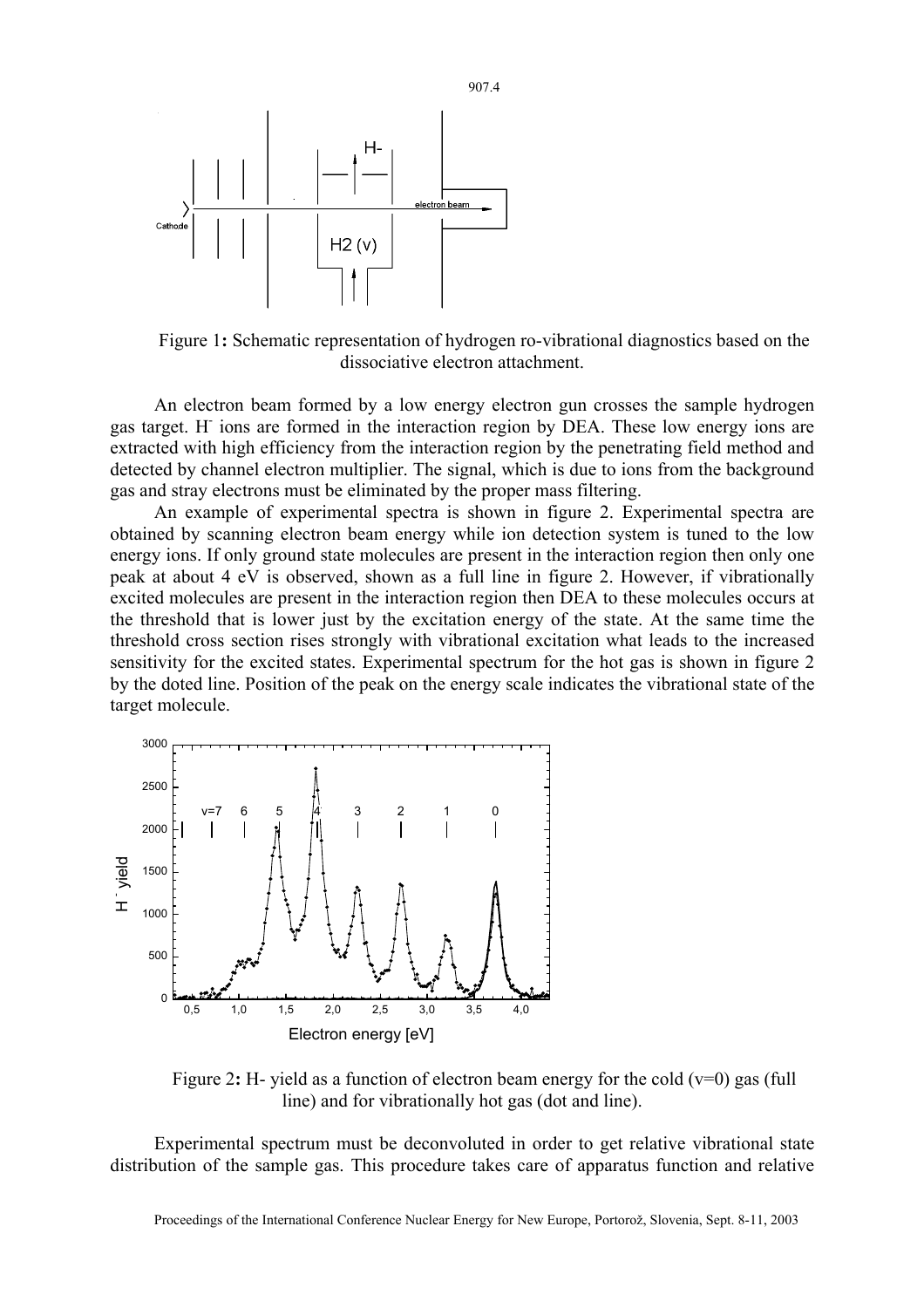Figure 1**:** Schematic representation of hydrogen ro-vibrational diagnostics based on the dissociative electron attachment.

An electron beam formed by a low energy electron gun crosses the sample hydrogen gas target. $H^-$ ions are formed in the interaction region by DEA. These low energy ions are extracted with high efficiency from the interaction region by the penetrating field method and detected by channel electron multiplier. The signal, which is due to ions from the background gas and stray electrons must be eliminated by the proper mass filtering.

An example of experimental spectra is shown in figure 2. Experimental spectra are obtained by scanning electron beam energy while ion detection system is tuned to the low energy ions. If only ground state molecules are present in the interaction region then only one peak at about 4 eV is observed, shown as a full line in figure 2. However, if vibrationally excited molecules are present in the interaction region then DEA to these molecules occurs at the threshold that is lower just by the excitation energy of the state. At the same time the threshold cross section rises strongly with vibrational excitation what leads to the increased sensitivity for the excited states. Experimental spectrum for the hot gas is shown in figure 2 by the doted line. Position of the peak on the energy scale indicates the vibrational state of the target molecule.

Figure 2**:** H- yield as a function of electron beam energy for the cold (v=0) gas (full line) and for vibrationally hot gas (dot and line).

Experimental spectrum must be deconvoluted in order to get relative vibrational state distribution of the sample gas. This procedure takes care of apparatus function and relative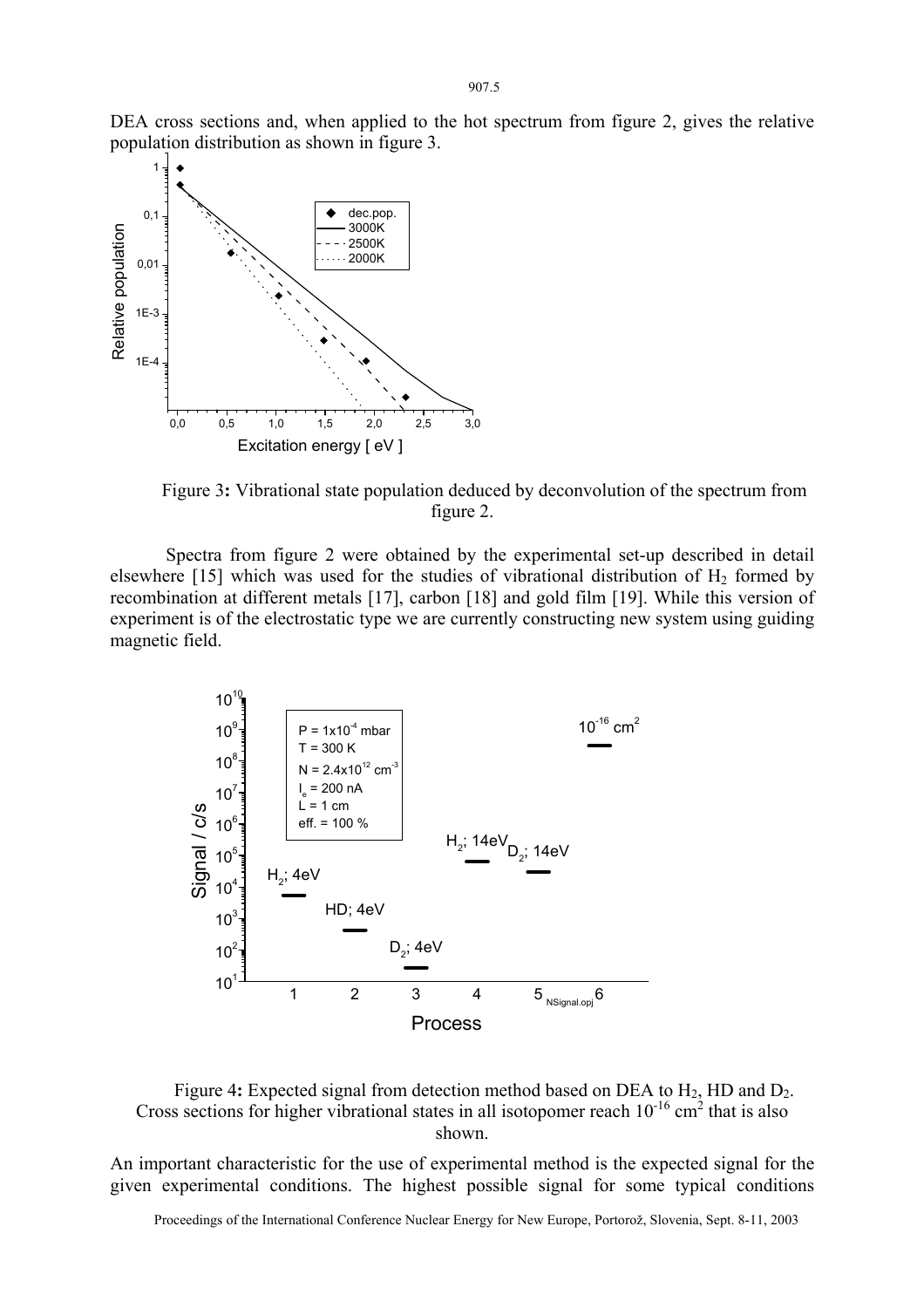DEA cross sections and, when applied to the hot spectrum from figure 2, gives the relative population distribution as shown in figure 3.

Figure 3**:** Vibrational state population deduced by deconvolution of the spectrum from figure 2.

Spectra from figure 2 were obtained by the experimental set-up described in detail elsewhere [15] which was used for the studies of vibrational distribution of $H_2$ formed by recombination at different metals [17], carbon [18] and gold film [19]. While this version of experiment is of the electrostatic type we are currently constructing new system using guiding magnetic field.

Figure 4**:** Expected signal from detection method based on DEA to $H_2$, HD and $D_2$. Cross sections for higher vibrational states in all isotopomer reach $10^{-16}$ cm$^2$ that is also shown.

An important characteristic for the use of experimental method is the expected signal for the given experimental conditions. The highest possible signal for some typical conditions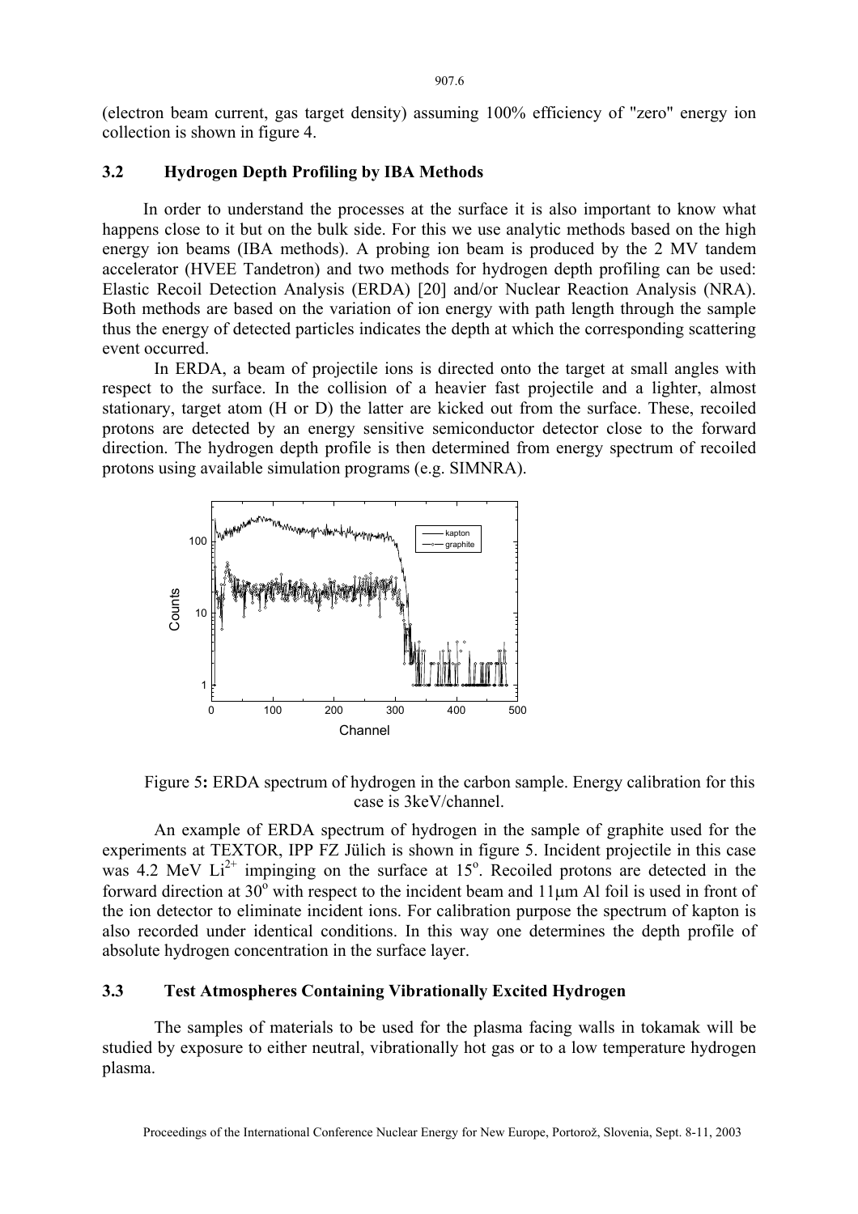(electron beam current, gas target density) assuming 100% efficiency of "zero" energy ion collection is shown in figure 4.

### 3.2 Hydrogen Depth Profiling by IBA Methods

In order to understand the processes at the surface it is also important to know what happens close to it but on the bulk side. For this we use analytic methods based on the high energy ion beams (IBA methods). A probing ion beam is produced by the 2 MV tandem accelerator (HVEE Tandetron) and two methods for hydrogen depth profiling can be used: Elastic Recoil Detection Analysis (ERDA) [20] and/or Nuclear Reaction Analysis (NRA). Both methods are based on the variation of ion energy with path length through the sample thus the energy of detected particles indicates the depth at which the corresponding scattering event occurred.

In ERDA, a beam of projectile ions is directed onto the target at small angles with respect to the surface. In the collision of a heavier fast projectile and a lighter, almost stationary, target atom (H or D) the latter are kicked out from the surface. These, recoiled protons are detected by an energy sensitive semiconductor detector close to the forward direction. The hydrogen depth profile is then determined from energy spectrum of recoiled protons using available simulation programs (e.g. SIMNRA).

Figure 5**:** ERDA spectrum of hydrogen in the carbon sample. Energy calibration for this case is 3keV/channel.

An example of ERDA spectrum of hydrogen in the sample of graphite used for the experiments at TEXTOR, IPP FZ Jülich is shown in figure 5. Incident projectile in this case was 4.2 MeV $Li^{2+}$ impinging on the surface at $15^{o}$. Recoiled protons are detected in the forward direction at $30^{o}$ with respect to the incident beam and 11μm Al foil is used in front of the ion detector to eliminate incident ions. For calibration purpose the spectrum of kapton is also recorded under identical conditions. In this way one determines the depth profile of absolute hydrogen concentration in the surface layer.

### 3.3 Test Atmospheres Containing Vibrationally Excited Hydrogen

The samples of materials to be used for the plasma facing walls in tokamak will be studied by exposure to either neutral, vibrationally hot gas or to a low temperature hydrogen plasma.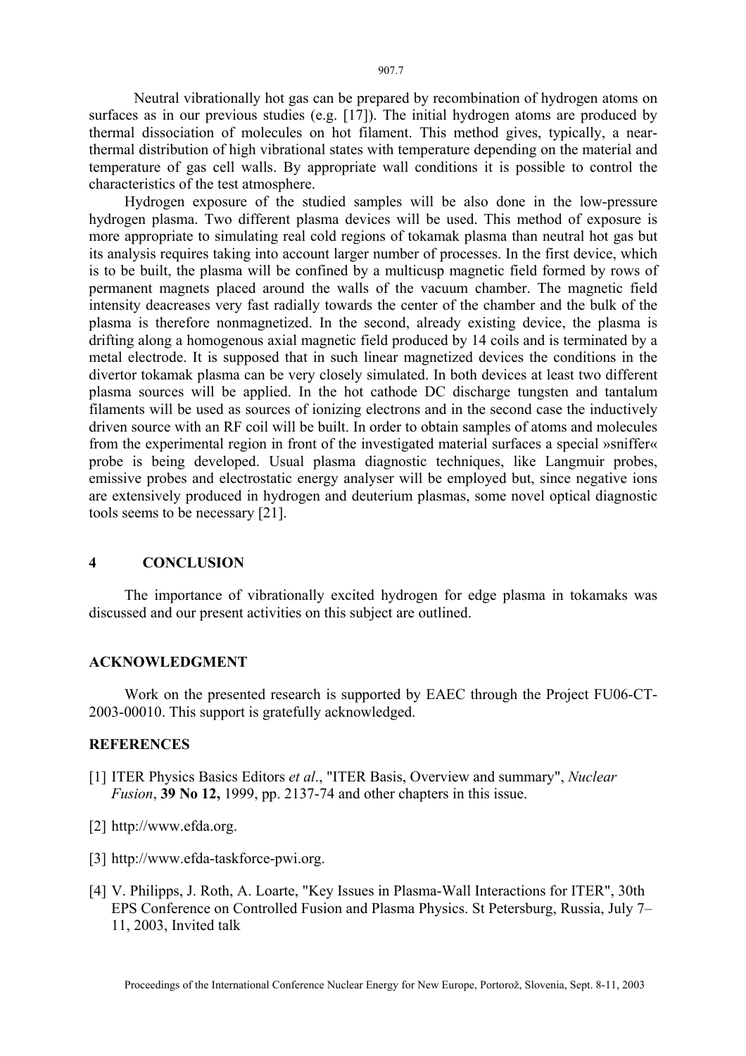Neutral vibrationally hot gas can be prepared by recombination of hydrogen atoms on surfaces as in our previous studies (e.g. [17]). The initial hydrogen atoms are produced by thermal dissociation of molecules on hot filament. This method gives, typically, a near-thermal distribution of high vibrational states with temperature depending on the material and temperature of gas cell walls. By appropriate wall conditions it is possible to control the characteristics of the test atmosphere.

Hydrogen exposure of the studied samples will be also done in the low-pressure hydrogen plasma. Two different plasma devices will be used. This method of exposure is more appropriate to simulating real cold regions of tokamak plasma than neutral hot gas but its analysis requires taking into account larger number of processes. In the first device, which is to be built, the plasma will be confined by a multicusp magnetic field formed by rows of permanent magnets placed around the walls of the vacuum chamber. The magnetic field intensity deacreases very fast radially towards the center of the chamber and the bulk of the plasma is therefore nonmagnetized. In the second, already existing device, the plasma is drifting along a homogenous axial magnetic field produced by 14 coils and is terminated by a metal electrode. It is supposed that in such linear magnetized devices the conditions in the divertor tokamak plasma can be very closely simulated. In both devices at least two different plasma sources will be applied. In the hot cathode DC discharge tungsten and tantalum filaments will be used as sources of ionizing electrons and in the second case the inductively driven source with an RF coil will be built. In order to obtain samples of atoms and molecules from the experimental region in front of the investigated material surfaces a special »sniffer« probe is being developed. Usual plasma diagnostic techniques, like Langmuir probes, emissive probes and electrostatic energy analyser will be employed but, since negative ions are extensively produced in hydrogen and deuterium plasmas, some novel optical diagnostic tools seems to be necessary [21].

## 4 CONCLUSION

The importance of vibrationally excited hydrogen for edge plasma in tokamaks was discussed and our present activities on this subject are outlined.

## ACKNOWLEDGMENT

Work on the presented research is supported by EAEC through the Project FU06-CT-2003-00010. This support is gratefully acknowledged.

## REFERENCES

[1] ITER Physics Basics Editors *et al*., "ITER Basis, Overview and summary", *Nuclear Fusion*, **39 No 12,** 1999, pp. 2137-74 and other chapters in this issue.

[2] http://www.efda.org.

[3] http://www.efda-taskforce-pwi.org.

[4] V. Philipps, J. Roth, A. Loarte, "Key Issues in Plasma-Wall Interactions for ITER", 30th EPS Conference on Controlled Fusion and Plasma Physics. St Petersburg, Russia, July 7–11, 2003, Invited talk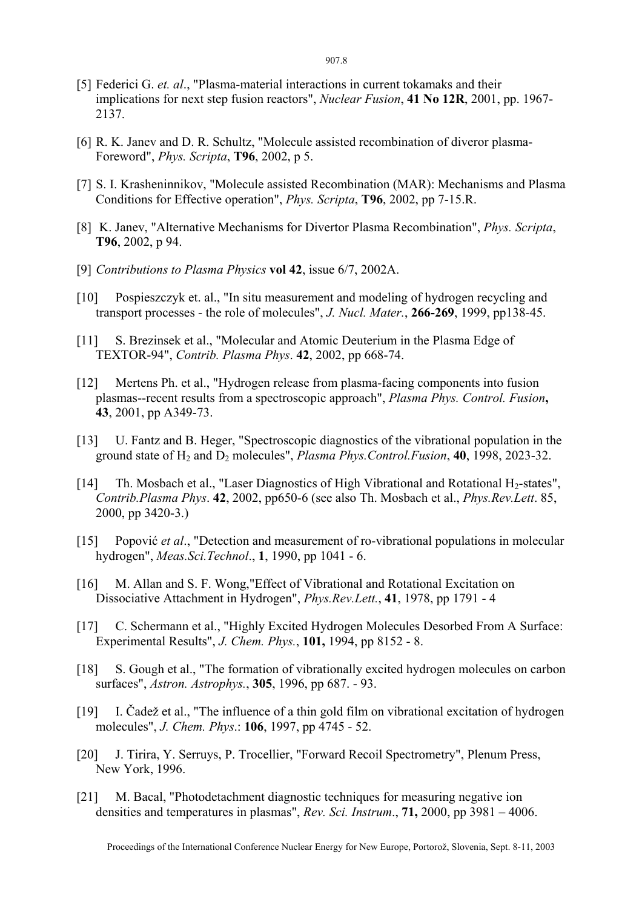[5] Federici G. *et. al*., "Plasma-material interactions in current tokamaks and their implications for next step fusion reactors", *Nuclear Fusion*, **41 No 12R**, 2001, pp. 1967-2137.

[6] R. K. Janev and D. R. Schultz, "Molecule assisted recombination of diveror plasma-Foreword", *Phys. Scripta*, **T96**, 2002, p 5.

[7] S. I. Krasheninnikov, "Molecule assisted Recombination (MAR): Mechanisms and Plasma Conditions for Effective operation", *Phys. Scripta*, **T96**, 2002, pp 7-15.R.

[8] K. Janev, "Alternative Mechanisms for Divertor Plasma Recombination", *Phys. Scripta*, **T96**, 2002, p 94.

[9] *Contributions to Plasma Physics* **vol 42**, issue 6/7, 2002A.

[10] Pospieszczyk et. al., "In situ measurement and modeling of hydrogen recycling and transport processes - the role of molecules", *J. Nucl. Mater.*, **266-269**, 1999, pp138-45.

[11] S. Brezinsek et al., "Molecular and Atomic Deuterium in the Plasma Edge of TEXTOR-94", *Contrib. Plasma Phys*. **42**, 2002, pp 668-74.

[12] Mertens Ph. et al., "Hydrogen release from plasma-facing components into fusion plasmas--recent results from a spectroscopic approach", *Plasma Phys. Control. Fusion***,** **43**, 2001, pp A349-73.

[13] U. Fantz and B. Heger, "Spectroscopic diagnostics of the vibrational population in the ground state of $H_2$ and $D_2$ molecules", *Plasma Phys.Control.Fusion*, **40**, 1998, 2023-32.

[14] Th. Mosbach et al., "Laser Diagnostics of High Vibrational and Rotational $H_2$-states", *Contrib.Plasma Phys*. **42**, 2002, pp650-6 (see also Th. Mosbach et al., *Phys.Rev.Lett*. 85, 2000, pp 3420-3.)

[15] Popović *et al*., "Detection and measurement of ro-vibrational populations in molecular hydrogen", *Meas.Sci.Technol*., **1**, 1990, pp 1041 - 6.

[16] M. Allan and S. F. Wong,"Effect of Vibrational and Rotational Excitation on Dissociative Attachment in Hydrogen", *Phys.Rev.Lett.*, **41**, 1978, pp 1791 - 4

[17] C. Schermann et al., "Highly Excited Hydrogen Molecules Desorbed From A Surface: Experimental Results", *J. Chem. Phys.*, **101,** 1994, pp 8152 - 8.

[18] S. Gough et al., "The formation of vibrationally excited hydrogen molecules on carbon surfaces", *Astron. Astrophys.*, **305**, 1996, pp 687. - 93.

[19] I. Čadež et al., "The influence of a thin gold film on vibrational excitation of hydrogen molecules", *J. Chem. Phys*.: **106**, 1997, pp 4745 - 52.

[20] J. Tirira, Y. Serruys, P. Trocellier, "Forward Recoil Spectrometry", Plenum Press, New York, 1996.

[21] M. Bacal, "Photodetachment diagnostic techniques for measuring negative ion densities and temperatures in plasmas", *Rev. Sci. Instrum*., **71,** 2000, pp 3981 – 4006.